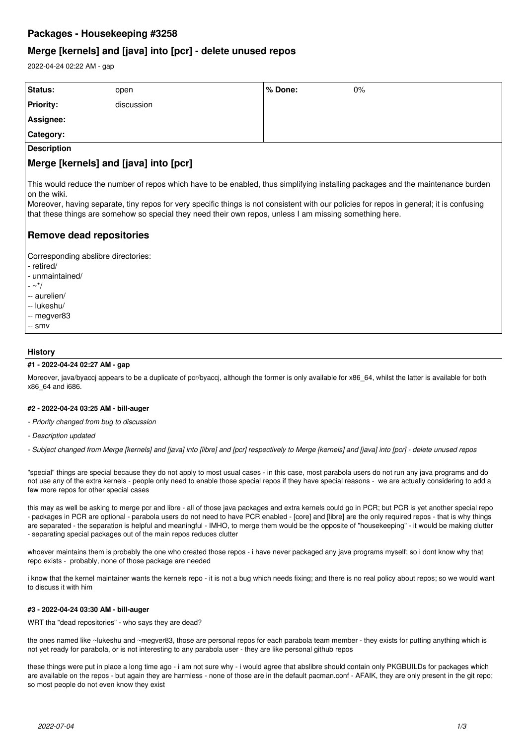# Packages - Housekeeping #3258

## Merge [kernels] and [java] into [pcr] - delete unused repos

2022-04-24 02:22 AM - gap

| Status: | open | % Done: | 0% |
|---|---|---|---|
| Priority: | discussion | | |
| Assignee: | | | |
| Category: | | | |

**Description**

## Merge [kernels] and [java] into [pcr]

This would reduce the number of repos which have to be enabled, thus simplifying installing packages and the maintenance burden on the wiki.
Moreover, having separate, tiny repos for very specific things is not consistent with our policies for repos in general; it is confusing that these things are somehow so special they need their own repos, unless I am missing something here.

## Remove dead repositories

Corresponding abslibre directories:
- retired/
- unmaintained/
- ~*/
-- aurelien/
-- lukeshu/
-- megver83
-- smv

### History

#### #1 - 2022-04-24 02:27 AM - gap

Moreover, java/byaccj appears to be a duplicate of pcr/byaccj, although the former is only available for x86_64, whilst the latter is available for both x86_64 and i686.

#### #2 - 2022-04-24 03:25 AM - bill-auger

- *Priority changed from bug to discussion*
- *Description updated*
- *Subject changed from Merge [kernels] and [java] into [libre] and [pcr] respectively to Merge [kernels] and [java] into [pcr] - delete unused repos*

"special" things are special because they do not apply to most usual cases - in this case, most parabola users do not run any java programs and do not use any of the extra kernels - people only need to enable those special repos if they have special reasons - we are actually considering to add a few more repos for other special cases

this may as well be asking to merge pcr and libre - all of those java packages and extra kernels could go in PCR; but PCR is yet another special repo - packages in PCR are optional - parabola users do not need to have PCR enabled - [core] and [libre] are the only required repos - that is why things are separated - the separation is helpful and meaningful - IMHO, to merge them would be the opposite of "housekeeping" - it would be making clutter - separating special packages out of the main repos reduces clutter

whoever maintains them is probably the one who created those repos - i have never packaged any java programs myself; so i dont know why that repo exists - probably, none of those package are needed

i know that the kernel maintainer wants the kernels repo - it is not a bug which needs fixing; and there is no real policy about repos; so we would want to discuss it with him

#### #3 - 2022-04-24 03:30 AM - bill-auger

WRT tha "dead repositories" - who says they are dead?

the ones named like ~lukeshu and ~megver83, those are personal repos for each parabola team member - they exists for putting anything which is not yet ready for parabola, or is not interesting to any parabola user - they are like personal github repos

these things were put in place a long time ago - i am not sure why - i would agree that abslibre should contain only PKGBUILDs for packages which are available on the repos - but again they are harmless - none of those are in the default pacman.conf - AFAIK, they are only present in the git repo; so most people do not even know they exist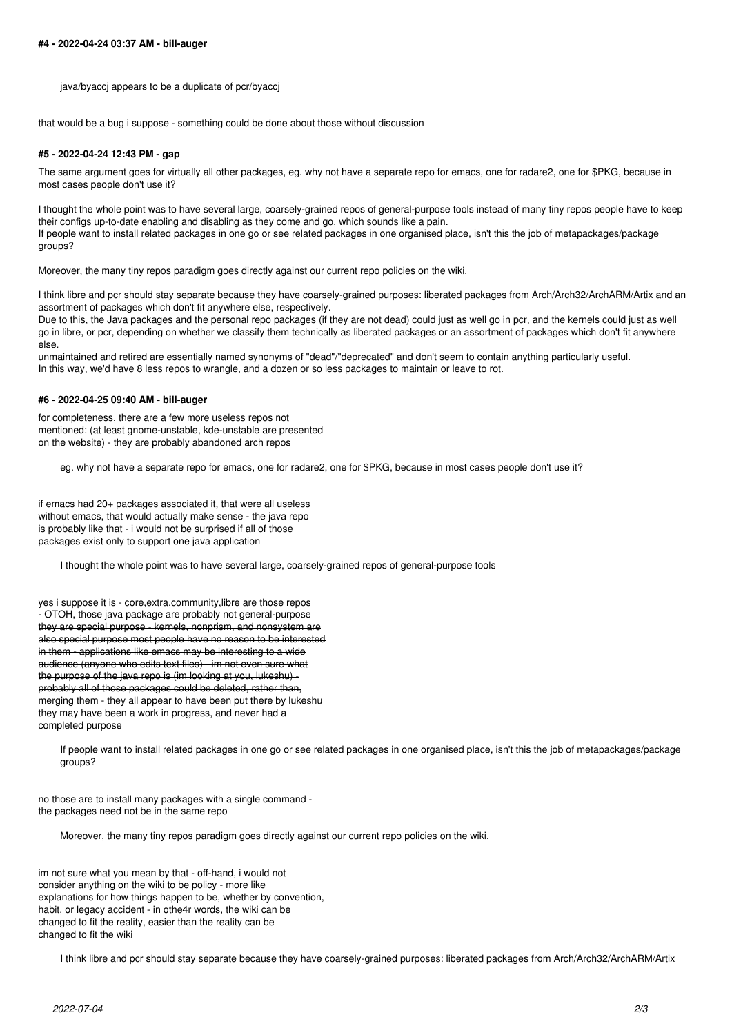#### #4 - 2022-04-24 03:37 AM - bill-auger

> java/byaccj appears to be a duplicate of pcr/byaccj

that would be a bug i suppose - something could be done about those without discussion

#### #5 - 2022-04-24 12:43 PM - gap

The same argument goes for virtually all other packages, eg. why not have a separate repo for emacs, one for radare2, one for $PKG, because in most cases people don't use it?

I thought the whole point was to have several large, coarsely-grained repos of general-purpose tools instead of many tiny repos people have to keep their configs up-to-date enabling and disabling as they come and go, which sounds like a pain.
If people want to install related packages in one go or see related packages in one organised place, isn't this the job of metapackages/package groups?

Moreover, the many tiny repos paradigm goes directly against our current repo policies on the wiki.

I think libre and pcr should stay separate because they have coarsely-grained purposes: liberated packages from Arch/Arch32/ArchARM/Artix and an assortment of packages which don't fit anywhere else, respectively.
Due to this, the Java packages and the personal repo packages (if they are not dead) could just as well go in pcr, and the kernels could just as well go in libre, or pcr, depending on whether we classify them technically as liberated packages or an assortment of packages which don't fit anywhere else.
unmaintained and retired are essentially named synonyms of "dead"/"deprecated" and don't seem to contain anything particularly useful.
In this way, we'd have 8 less repos to wrangle, and a dozen or so less packages to maintain or leave to rot.

#### #6 - 2022-04-25 09:40 AM - bill-auger

for completeness, there are a few more useless repos not
mentioned: (at least gnome-unstable, kde-unstable are presented
on the website) - they are probably abandoned arch repos

> eg. why not have a separate repo for emacs, one for radare2, one for $PKG, because in most cases people don't use it?

if emacs had 20+ packages associated it, that were all useless
without emacs, that would actually make sense - the java repo
is probably like that - i would not be surprised if all of those
packages exist only to support one java application

> I thought the whole point was to have several large, coarsely-grained repos of general-purpose tools

yes i suppose it is - core,extra,community,libre are those repos
- OTOH, those java package are probably not general-purpose
~~they are special purpose - kernels, nonprism, and nonsystem are
also special purpose most people have no reason to be interested
in them - applications like emacs may be interesting to a wide
audience (anyone who edits text files) - im not even sure what
the purpose of the java repo is (im looking at you, lukeshu) -
probably all of those packages could be deleted, rather than,
merging them - they all appear to have been put there by lukeshu~~
they may have been a work in progress, and never had a
completed purpose

> If people want to install related packages in one go or see related packages in one organised place, isn't this the job of metapackages/package groups?

no those are to install many packages with a single command -
the packages need not be in the same repo

> Moreover, the many tiny repos paradigm goes directly against our current repo policies on the wiki.

im not sure what you mean by that - off-hand, i would not
consider anything on the wiki to be policy - more like
explanations for how things happen to be, whether by convention,
habit, or legacy accident - in othe4r words, the wiki can be
changed to fit the reality, easier than the reality can be
changed to fit the wiki

> I think libre and pcr should stay separate because they have coarsely-grained purposes: liberated packages from Arch/Arch32/ArchARM/Artix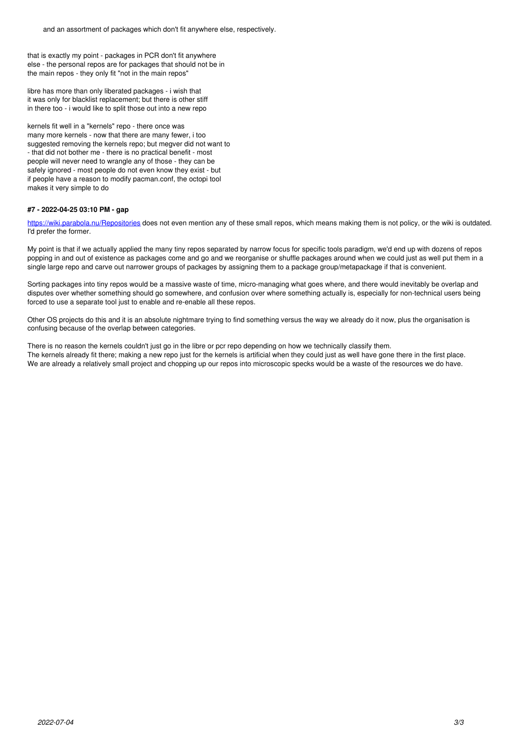and an assortment of packages which don't fit anywhere else, respectively.

that is exactly my point - packages in PCR don't fit anywhere else - the personal repos are for packages that should not be in the main repos - they only fit "not in the main repos"

libre has more than only liberated packages - i wish that it was only for blacklist replacement; but there is other stiff in there too - i would like to split those out into a new repo

kernels fit well in a "kernels" repo - there once was many more kernels - now that there are many fewer, i too suggested removing the kernels repo; but megver did not want to - that did not bother me - there is no practical benefit - most people will never need to wrangle any of those - they can be safely ignored - most people do not even know they exist - but if people have a reason to modify pacman.conf, the octopi tool makes it very simple to do

#### #7 - 2022-04-25 03:10 PM - gap

https://wiki.parabola.nu/Repositories does not even mention any of these small repos, which means making them is not policy, or the wiki is outdated. I'd prefer the former.

My point is that if we actually applied the many tiny repos separated by narrow focus for specific tools paradigm, we'd end up with dozens of repos popping in and out of existence as packages come and go and we reorganise or shuffle packages around when we could just as well put them in a single large repo and carve out narrower groups of packages by assigning them to a package group/metapackage if that is convenient.

Sorting packages into tiny repos would be a massive waste of time, micro-managing what goes where, and there would inevitably be overlap and disputes over whether something should go somewhere, and confusion over where something actually is, especially for non-technical users being forced to use a separate tool just to enable and re-enable all these repos.

Other OS projects do this and it is an absolute nightmare trying to find something versus the way we already do it now, plus the organisation is confusing because of the overlap between categories.

There is no reason the kernels couldn't just go in the libre or pcr repo depending on how we technically classify them.
The kernels already fit there; making a new repo just for the kernels is artificial when they could just as well have gone there in the first place.
We are already a relatively small project and chopping up our repos into microscopic specks would be a waste of the resources we do have.